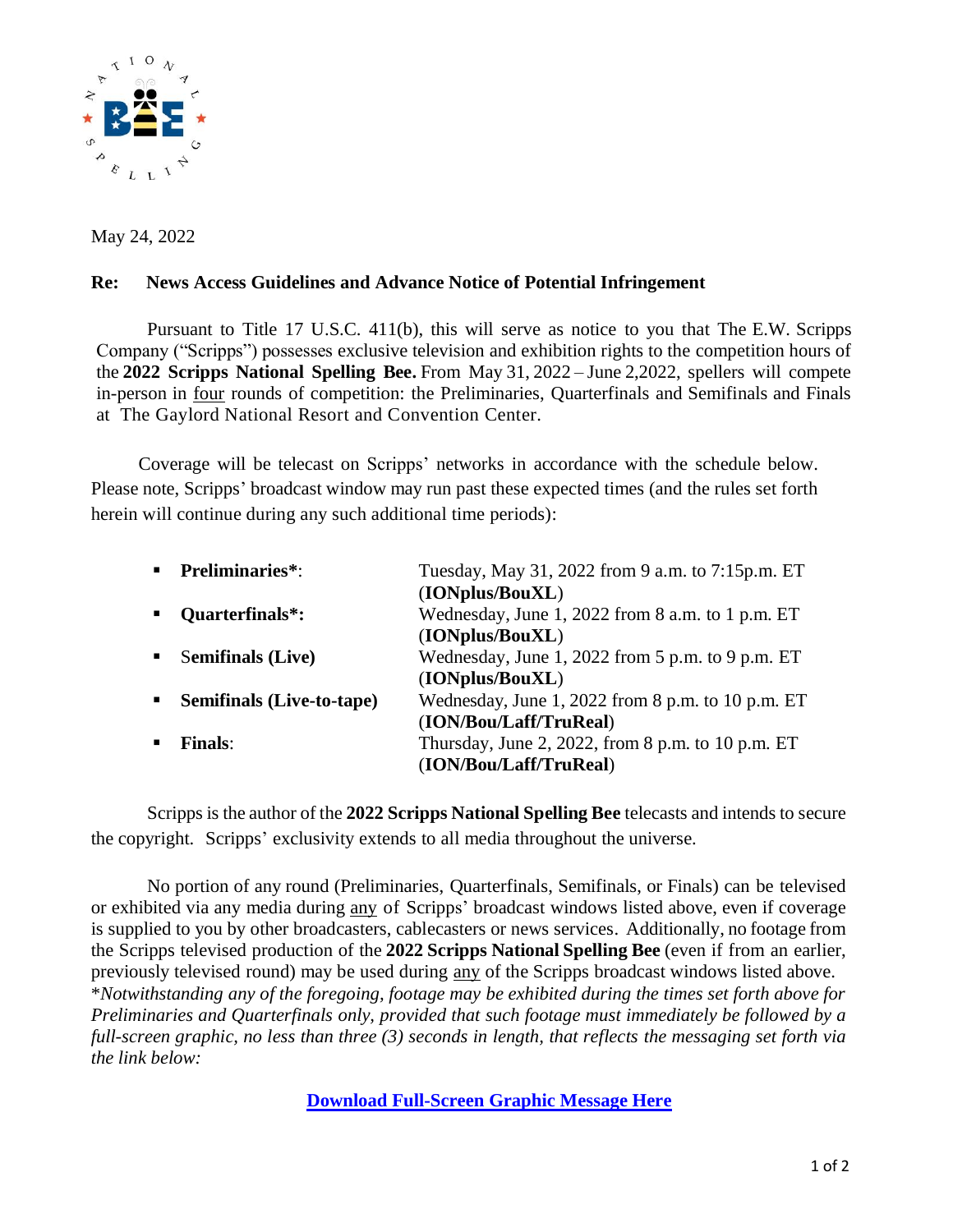May 24, 2022

**Re: News Access Guidelines and Advance Notice of Potential Infringement**

Pursuant to Title 17 U.S.C. 411(b), this will serve as notice to you that The E.W. Scripps Company ("Scripps") possesses exclusive television and exhibition rights to the competition hours of the **2022 Scripps National Spelling Bee.** From May 31, 2022 – June 2,2022, spellers will compete in-person in four rounds of competition: the Preliminaries, Quarterfinals and Semifinals and Finals at The Gaylord National Resort and Convention Center.

Coverage will be telecast on Scripps' networks in accordance with the schedule below. Please note, Scripps' broadcast window may run past these expected times (and the rules set forth herein will continue during any such additional time periods):

- **Preliminaries***: Tuesday, May 31, 2022 from 9 a.m. to 7:15p.m. ET (**IONplus/BouXL**)
- **Quarterfinals*:** Wednesday, June 1, 2022 from 8 a.m. to 1 p.m. ET (**IONplus/BouXL**)
- **Semifinals (Live)** Wednesday, June 1, 2022 from 5 p.m. to 9 p.m. ET (**IONplus/BouXL**)
- **Semifinals (Live-to-tape)** Wednesday, June 1, 2022 from 8 p.m. to 10 p.m. ET (**ION/Bou/Laff/TruReal**)
- **Finals**: Thursday, June 2, 2022, from 8 p.m. to 10 p.m. ET (**ION/Bou/Laff/TruReal**)

Scripps is the author of the **2022 Scripps National Spelling Bee** telecasts and intends to secure the copyright. Scripps' exclusivity extends to all media throughout the universe.

No portion of any round (Preliminaries, Quarterfinals, Semifinals, or Finals) can be televised or exhibited via any media during any of Scripps' broadcast windows listed above, even if coverage is supplied to you by other broadcasters, cablecasters or news services. Additionally, no footage from the Scripps televised production of the **2022 Scripps National Spelling Bee** (even if from an earlier, previously televised round) may be used during any of the Scripps broadcast windows listed above. \**Notwithstanding any of the foregoing, footage may be exhibited during the times set forth above for Preliminaries and Quarterfinals only, provided that such footage must immediately be followed by a full-screen graphic, no less than three (3) seconds in length, that reflects the messaging set forth via the link below:*

**Download Full-Screen Graphic Message Here**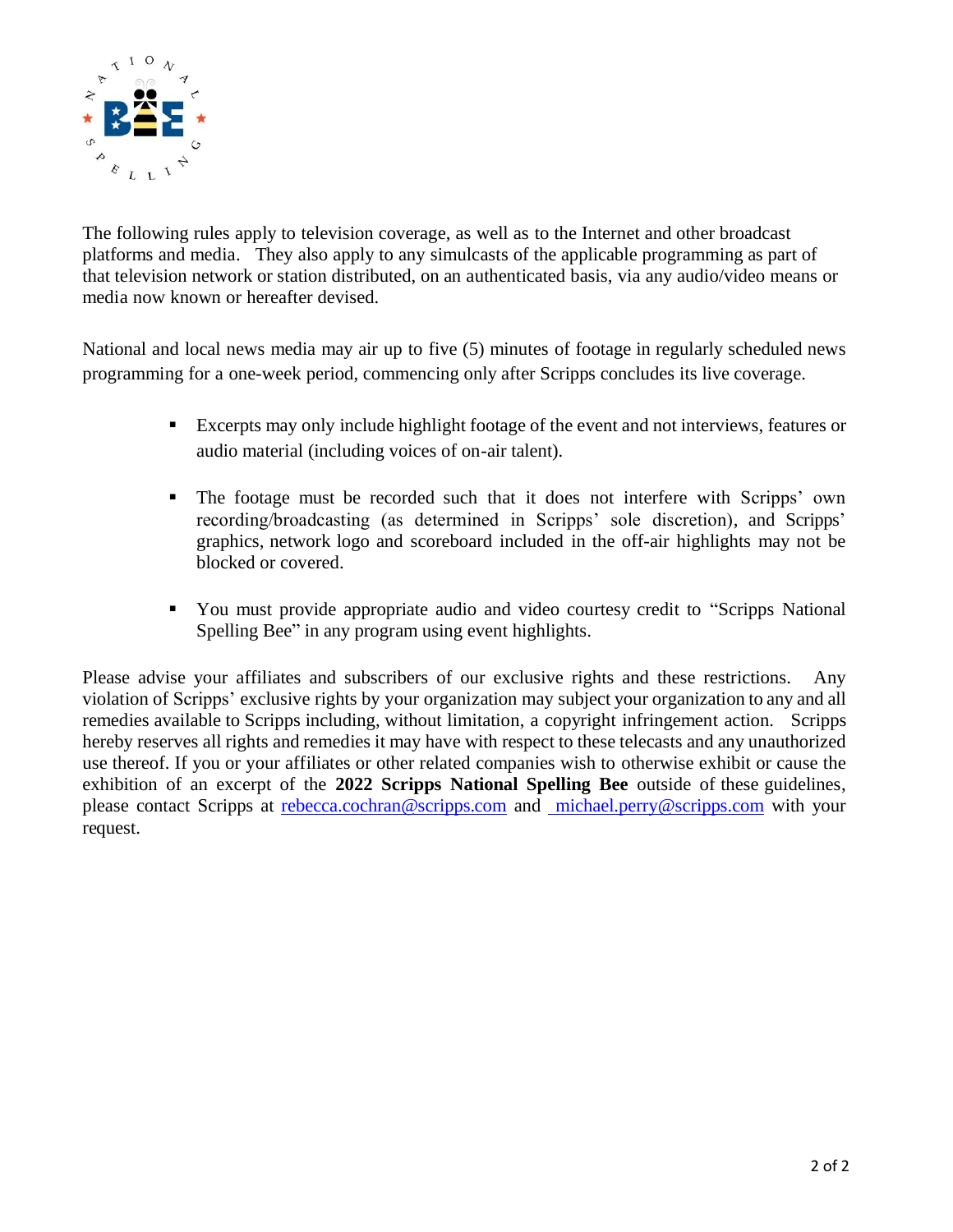The following rules apply to television coverage, as well as to the Internet and other broadcast platforms and media. They also apply to any simulcasts of the applicable programming as part of that television network or station distributed, on an authenticated basis, via any audio/video means or media now known or hereafter devised.

National and local news media may air up to five (5) minutes of footage in regularly scheduled news programming for a one-week period, commencing only after Scripps concludes its live coverage.

- Excerpts may only include highlight footage of the event and not interviews, features or audio material (including voices of on-air talent).
- The footage must be recorded such that it does not interfere with Scripps' own recording/broadcasting (as determined in Scripps' sole discretion), and Scripps' graphics, network logo and scoreboard included in the off-air highlights may not be blocked or covered.
- You must provide appropriate audio and video courtesy credit to "Scripps National Spelling Bee" in any program using event highlights.

Please advise your affiliates and subscribers of our exclusive rights and these restrictions. Any violation of Scripps' exclusive rights by your organization may subject your organization to any and all remedies available to Scripps including, without limitation, a copyright infringement action. Scripps hereby reserves all rights and remedies it may have with respect to these telecasts and any unauthorized use thereof. If you or your affiliates or other related companies wish to otherwise exhibit or cause the exhibition of an excerpt of the **2022 Scripps National Spelling Bee** outside of these guidelines, please contact Scripps at rebecca.cochran@scripps.com and michael.perry@scripps.com with your request.